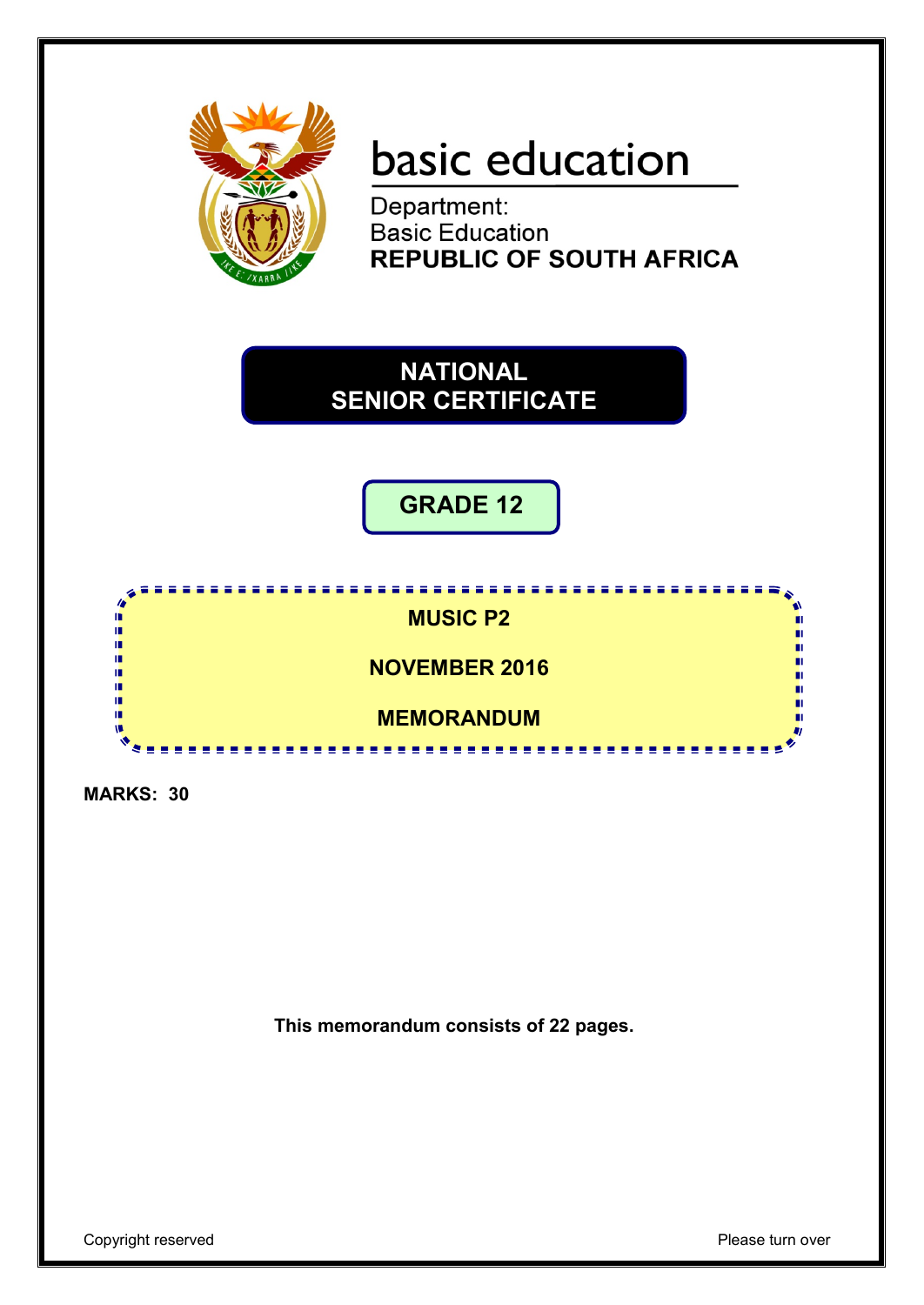basic education

Department:
Basic Education
**REPUBLIC OF SOUTH AFRICA**

# NATIONAL SENIOR CERTIFICATE

## GRADE 12

**MUSIC P2**

**NOVEMBER 2016**

**MEMORANDUM**

**MARKS: 30**

**This memorandum consists of 22 pages.**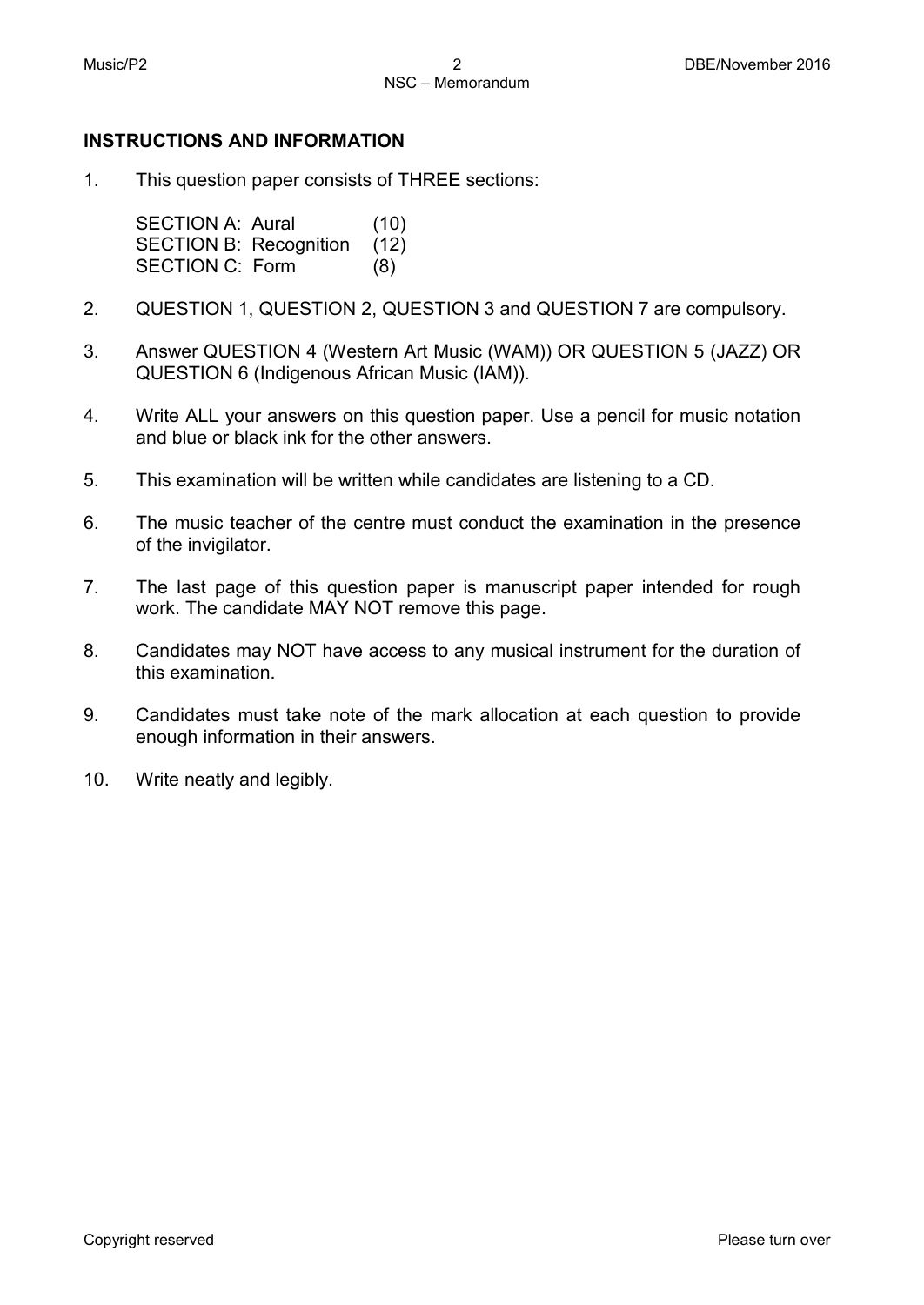## INSTRUCTIONS AND INFORMATION

1. This question paper consists of THREE sections:

   | | |
   |---|---|
   | SECTION A: Aural | (10) |
   | SECTION B: Recognition | (12) |
   | SECTION C: Form | (8) |

2. QUESTION 1, QUESTION 2, QUESTION 3 and QUESTION 7 are compulsory.

3. Answer QUESTION 4 (Western Art Music (WAM)) OR QUESTION 5 (JAZZ) OR QUESTION 6 (Indigenous African Music (IAM)).

4. Write ALL your answers on this question paper. Use a pencil for music notation and blue or black ink for the other answers.

5. This examination will be written while candidates are listening to a CD.

6. The music teacher of the centre must conduct the examination in the presence of the invigilator.

7. The last page of this question paper is manuscript paper intended for rough work. The candidate MAY NOT remove this page.

8. Candidates may NOT have access to any musical instrument for the duration of this examination.

9. Candidates must take note of the mark allocation at each question to provide enough information in their answers.

10. Write neatly and legibly.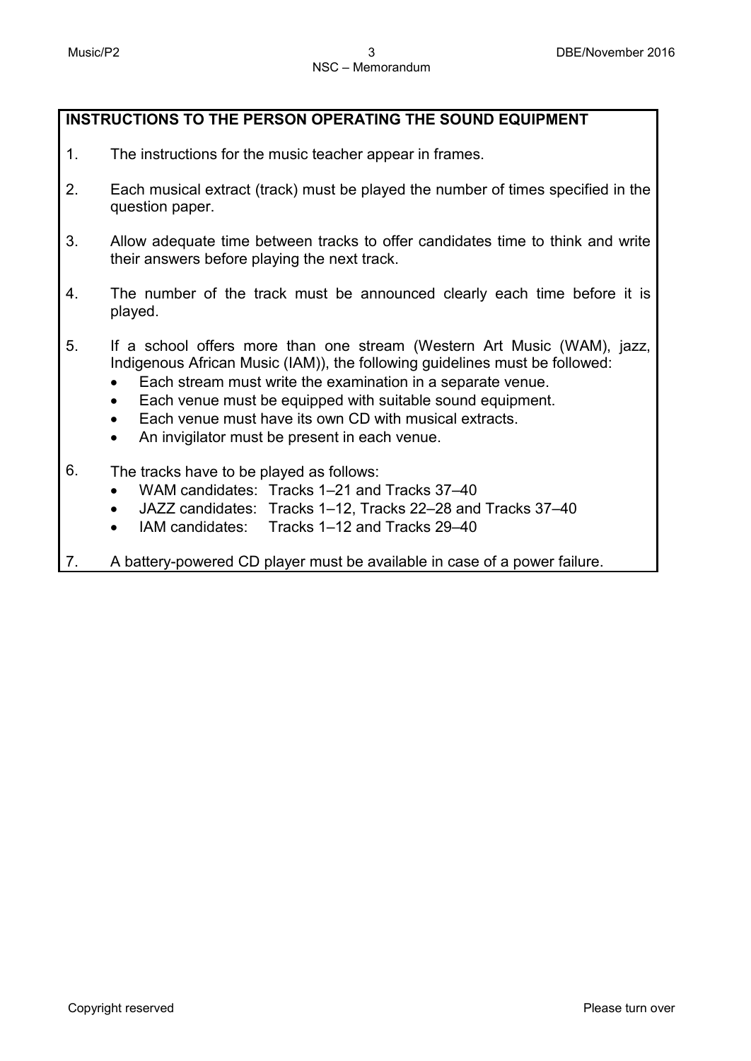**INSTRUCTIONS TO THE PERSON OPERATING THE SOUND EQUIPMENT**

1. The instructions for the music teacher appear in frames.
2. Each musical extract (track) must be played the number of times specified in the question paper.
3. Allow adequate time between tracks to offer candidates time to think and write their answers before playing the next track.
4. The number of the track must be announced clearly each time before it is played.
5. If a school offers more than one stream (Western Art Music (WAM), jazz, Indigenous African Music (IAM)), the following guidelines must be followed:
   - Each stream must write the examination in a separate venue.
   - Each venue must be equipped with suitable sound equipment.
   - Each venue must have its own CD with musical extracts.
   - An invigilator must be present in each venue.
6. The tracks have to be played as follows:
   - WAM candidates: Tracks 1–21 and Tracks 37–40
   - JAZZ candidates: Tracks 1–12, Tracks 22–28 and Tracks 37–40
   - IAM candidates: Tracks 1–12 and Tracks 29–40
7. A battery-powered CD player must be available in case of a power failure.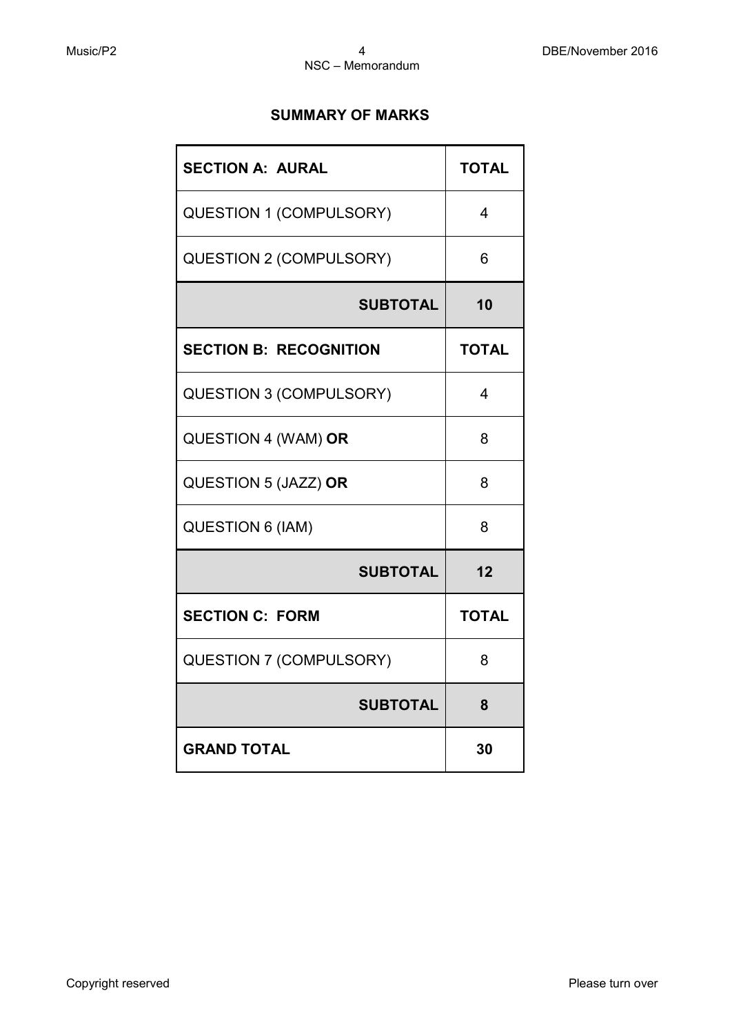## SUMMARY OF MARKS

| **SECTION A: AURAL** | **TOTAL** |
| --- | --- |
| QUESTION 1 (COMPULSORY) | 4 |
| QUESTION 2 (COMPULSORY) | 6 |
| **SUBTOTAL** | **10** |
| **SECTION B: RECOGNITION** | **TOTAL** |
| QUESTION 3 (COMPULSORY) | 4 |
| QUESTION 4 (WAM) **OR** | 8 |
| QUESTION 5 (JAZZ) **OR** | 8 |
| QUESTION 6 (IAM) | 8 |
| **SUBTOTAL** | **12** |
| **SECTION C: FORM** | **TOTAL** |
| QUESTION 7 (COMPULSORY) | 8 |
| **SUBTOTAL** | **8** |
| **GRAND TOTAL** | **30** |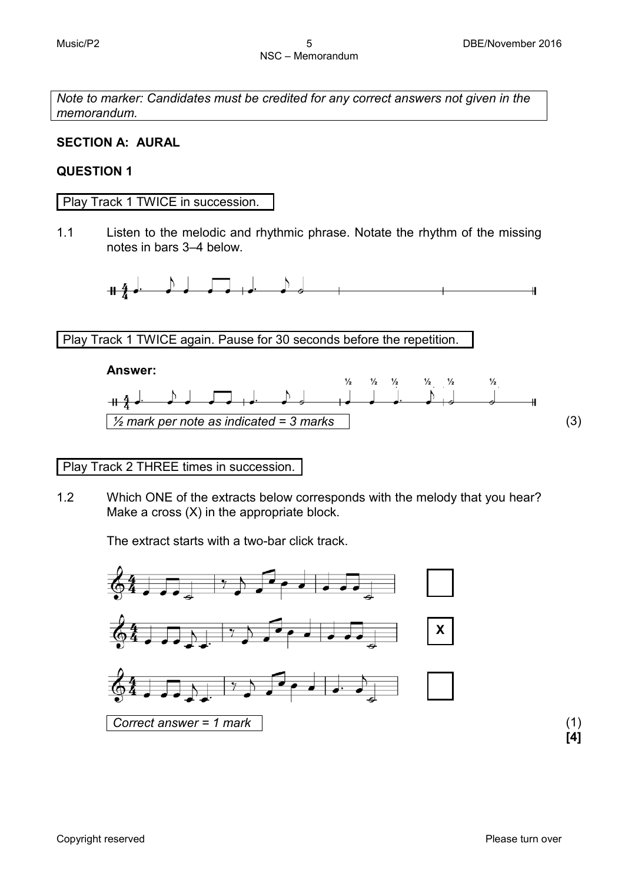*Note to marker: Candidates must be credited for any correct answers not given in the memorandum.*

## SECTION A: AURAL

### QUESTION 1

Play Track 1 TWICE in succession.

1.1 Listen to the melodic and rhythmic phrase. Notate the rhythm of the missing notes in bars 3–4 below.

Play Track 1 TWICE again. Pause for 30 seconds before the repetition.

**Answer:**

½ ½ ½ ½ ½ ½

*½ mark per note as indicated = 3 marks* (3)

Play Track 2 THREE times in succession.

1.2 Which ONE of the extracts below corresponds with the melody that you hear? Make a cross (X) in the appropriate block.

The extract starts with a two-bar click track.

X

*Correct answer = 1 mark* (1)

**[4]**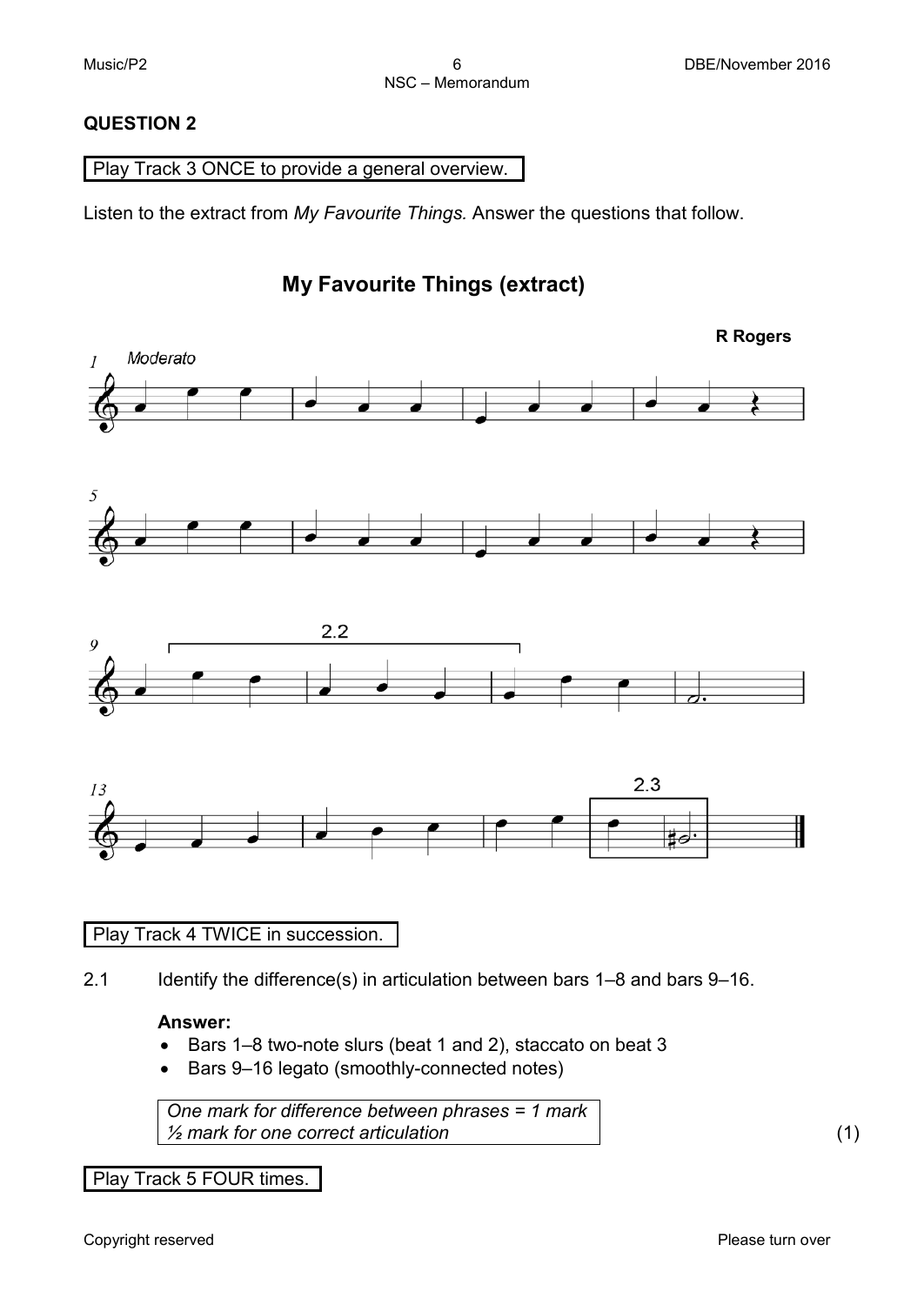## QUESTION 2

Play Track 3 ONCE to provide a general overview.

Listen to the extract from *My Favourite Things.* Answer the questions that follow.

## My Favourite Things (extract)

**R Rogers**

Moderato

2.2

2.3

Play Track 4 TWICE in succession.

2.1 Identify the difference(s) in articulation between bars 1–8 and bars 9–16.

**Answer:**

- Bars 1–8 two-note slurs (beat 1 and 2), staccato on beat 3
- Bars 9–16 legato (smoothly-connected notes)

*One mark for difference between phrases = 1 mark*
*½ mark for one correct articulation*

(1)

Play Track 5 FOUR times.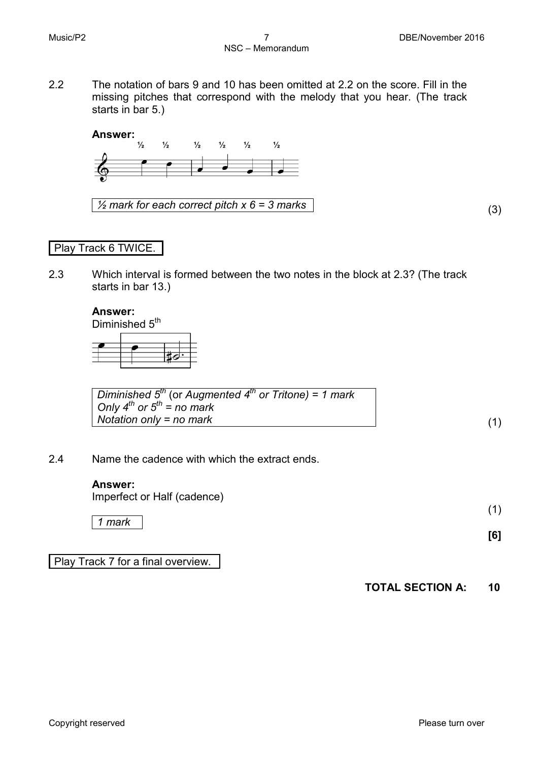2.2 The notation of bars 9 and 10 has been omitted at 2.2 on the score. Fill in the missing pitches that correspond with the melody that you hear. (The track starts in bar 5.)

**Answer:**

½ ½ ½ ½ ½ ½

*½ mark for each correct pitch x 6 = 3 marks* (3)

Play Track 6 TWICE.

2.3 Which interval is formed between the two notes in the block at 2.3? (The track starts in bar 13.)

**Answer:**

Diminished 5th

*Diminished 5th* (or *Augmented 4th or Tritone) = 1 mark*
*Only 4th or 5th = no mark*
*Notation only = no mark* (1)

2.4 Name the cadence with which the extract ends.

**Answer:**

Imperfect or Half (cadence)

*1 mark* (1)

**[6]**

Play Track 7 for a final overview.

**TOTAL SECTION A: 10**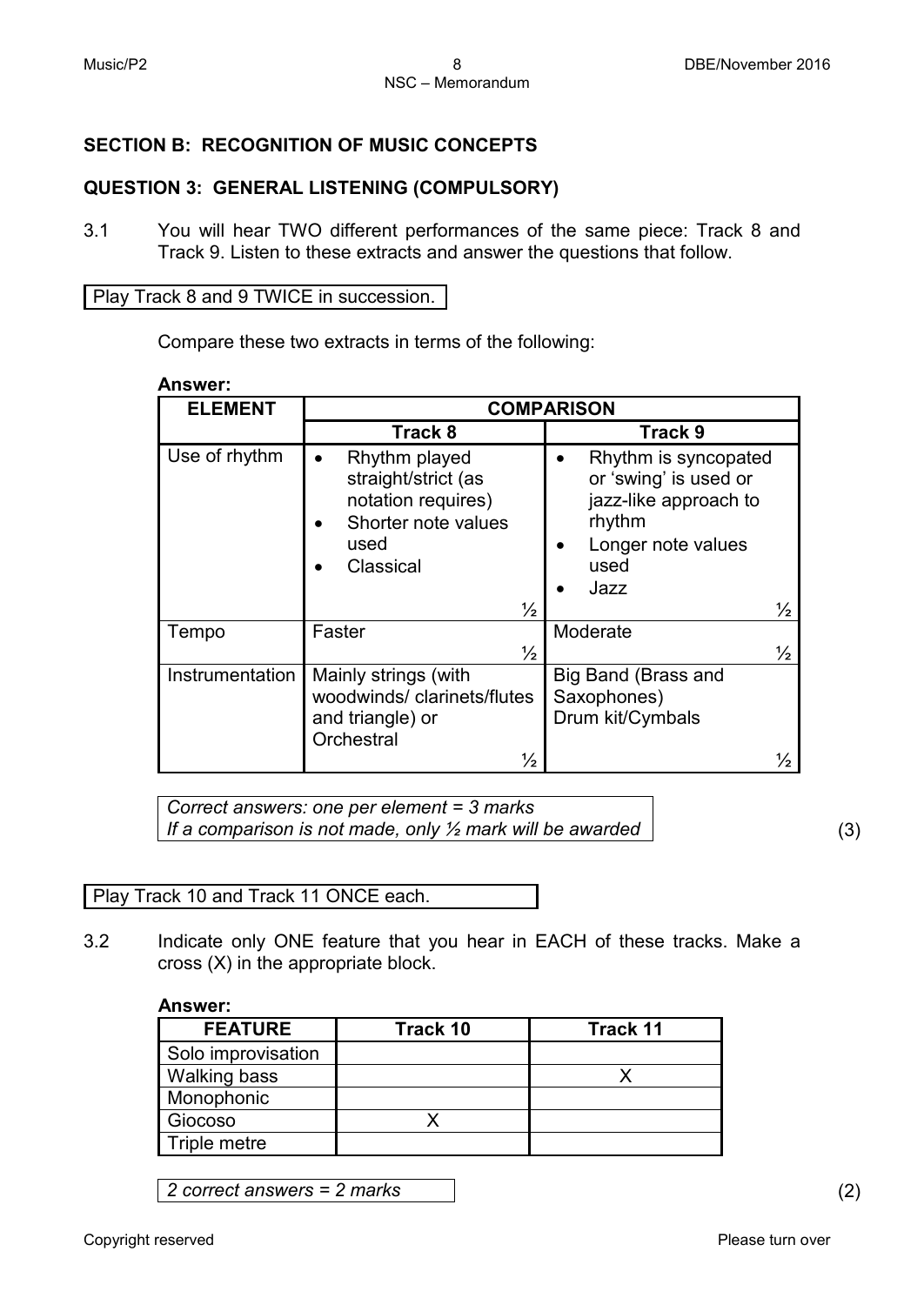## SECTION B: RECOGNITION OF MUSIC CONCEPTS

## QUESTION 3: GENERAL LISTENING (COMPULSORY)

3.1 You will hear TWO different performances of the same piece: Track 8 and Track 9. Listen to these extracts and answer the questions that follow.

| Play Track 8 and 9 TWICE in succession. |
|---|

Compare these two extracts in terms of the following:

**Answer:**

| ELEMENT | COMPARISON | |
|---|---|---|
| | **Track 8** | **Track 9** |
| Use of rhythm | • Rhythm played straight/strict (as notation requires)<br>• Shorter note values used<br>• Classical<br>½ | • Rhythm is syncopated or 'swing' is used or jazz-like approach to rhythm<br>• Longer note values used<br>• Jazz<br>½ |
| Tempo | Faster<br>½ | Moderate<br>½ |
| Instrumentation | Mainly strings (with woodwinds/ clarinets/flutes and triangle) or Orchestral<br>½ | Big Band (Brass and Saxophones)<br>Drum kit/Cymbals<br>½ |

*Correct answers: one per element = 3 marks*
*If a comparison is not made, only ½ mark will be awarded*

(3)

| Play Track 10 and Track 11 ONCE each. |
|---|

3.2 Indicate only ONE feature that you hear in EACH of these tracks. Make a cross (X) in the appropriate block.

**Answer:**

| FEATURE | Track 10 | Track 11 |
|---|---|---|
| Solo improvisation | | |
| Walking bass | | X |
| Monophonic | | |
| Giocoso | X | |
| Triple metre | | |

*2 correct answers = 2 marks*

(2)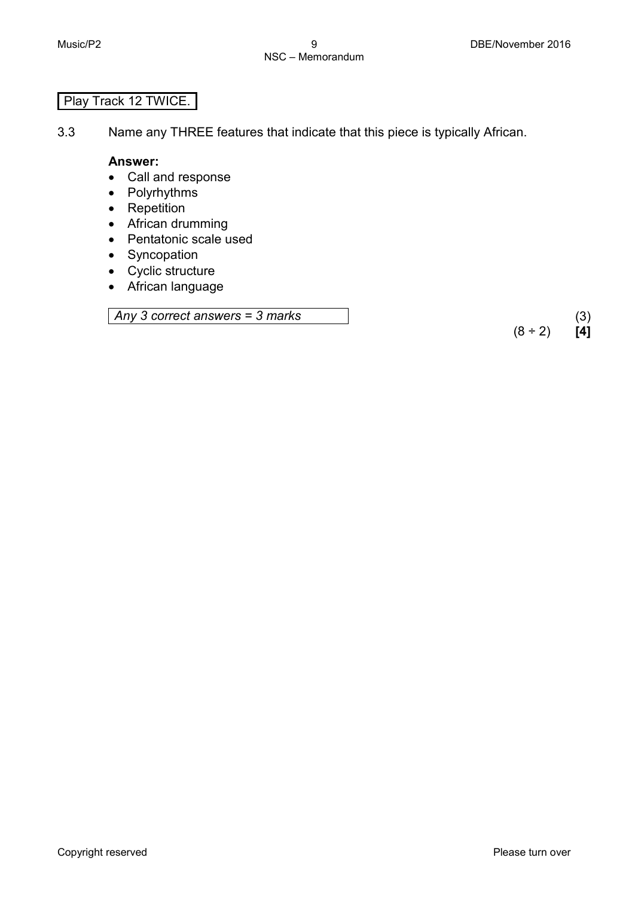Play Track 12 TWICE.

3.3 Name any THREE features that indicate that this piece is typically African.

**Answer:**

- Call and response
- Polyrhythms
- Repetition
- African drumming
- Pentatonic scale used
- Syncopation
- Cyclic structure
- African language

*Any 3 correct answers = 3 marks* (3)

(8 ÷ 2) **[4]**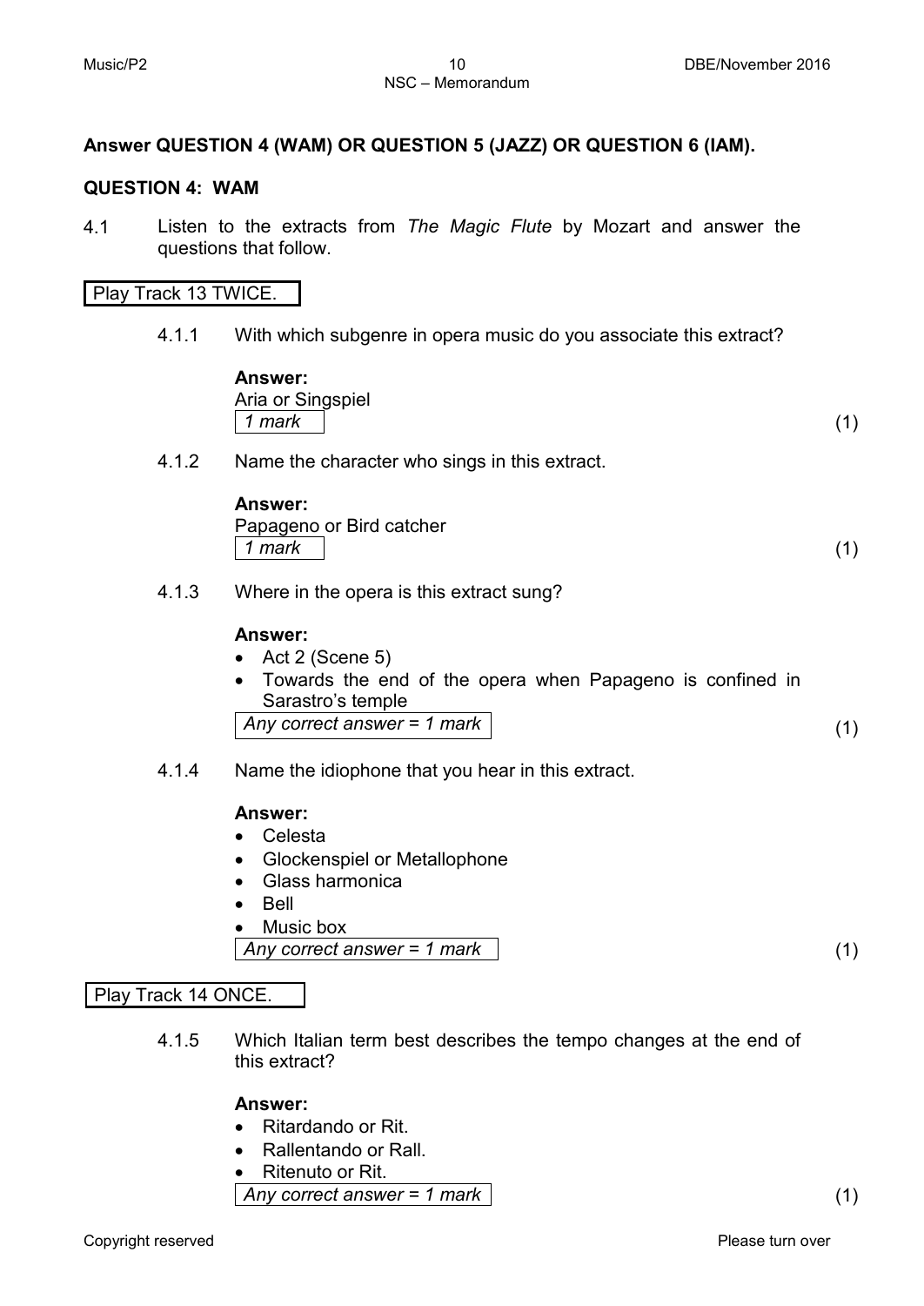**Answer QUESTION 4 (WAM) OR QUESTION 5 (JAZZ) OR QUESTION 6 (IAM).**

## QUESTION 4: WAM

4.1 Listen to the extracts from *The Magic Flute* by Mozart and answer the questions that follow.

Play Track 13 TWICE.

4.1.1 With which subgenre in opera music do you associate this extract?

**Answer:**
Aria or Singspiel
*1 mark* (1)

4.1.2 Name the character who sings in this extract.

**Answer:**
Papageno or Bird catcher
*1 mark* (1)

4.1.3 Where in the opera is this extract sung?

**Answer:**
- Act 2 (Scene 5)
- Towards the end of the opera when Papageno is confined in Sarastro's temple

*Any correct answer = 1 mark* (1)

4.1.4 Name the idiophone that you hear in this extract.

**Answer:**
- Celesta
- Glockenspiel or Metallophone
- Glass harmonica
- Bell
- Music box

*Any correct answer = 1 mark* (1)

Play Track 14 ONCE.

4.1.5 Which Italian term best describes the tempo changes at the end of this extract?

**Answer:**
- Ritardando or Rit.
- Rallentando or Rall.
- Ritenuto or Rit.

*Any correct answer = 1 mark* (1)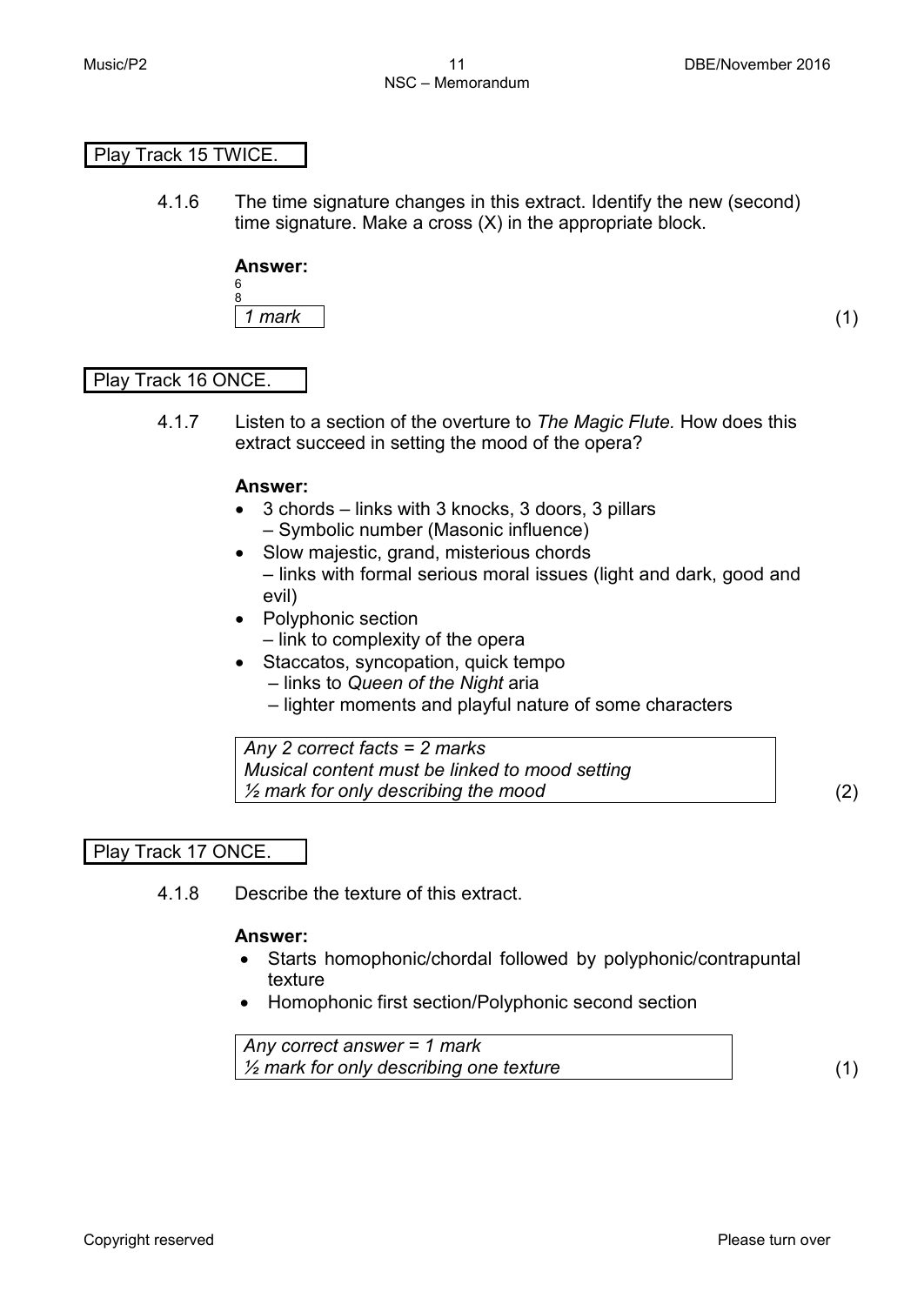Play Track 15 TWICE.

4.1.6 The time signature changes in this extract. Identify the new (second) time signature. Make a cross (X) in the appropriate block.

**Answer:**

$\frac{6}{8}$

*1 mark* (1)

Play Track 16 ONCE.

4.1.7 Listen to a section of the overture to *The Magic Flute.* How does this extract succeed in setting the mood of the opera?

**Answer:**

- 3 chords – links with 3 knocks, 3 doors, 3 pillars
  – Symbolic number (Masonic influence)
- Slow majestic, grand, misterious chords
  – links with formal serious moral issues (light and dark, good and evil)
- Polyphonic section
  – link to complexity of the opera
- Staccatos, syncopation, quick tempo
  – links to *Queen of the Night* aria
  – lighter moments and playful nature of some characters

*Any 2 correct facts = 2 marks*
*Musical content must be linked to mood setting*
*½ mark for only describing the mood* (2)

Play Track 17 ONCE.

4.1.8 Describe the texture of this extract.

**Answer:**

- Starts homophonic/chordal followed by polyphonic/contrapuntal texture
- Homophonic first section/Polyphonic second section

*Any correct answer = 1 mark*
*½ mark for only describing one texture* (1)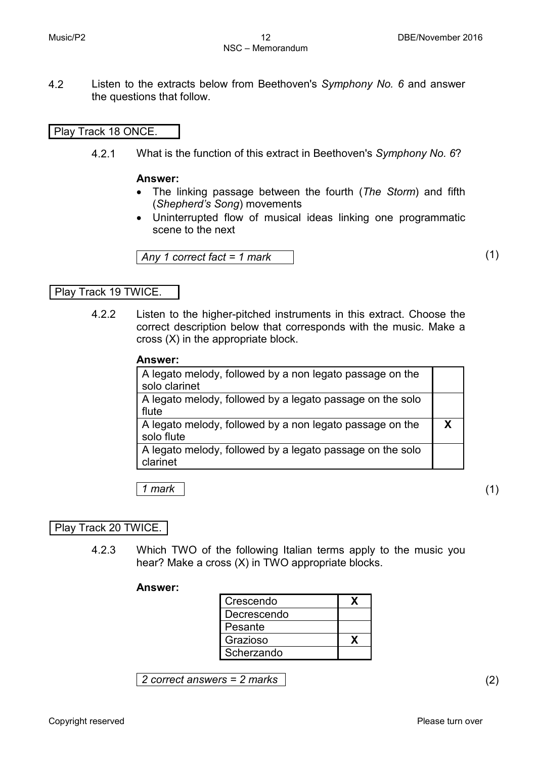4.2 Listen to the extracts below from Beethoven's *Symphony No. 6* and answer the questions that follow.

| Play Track 18 ONCE. |
|---|

4.2.1 What is the function of this extract in Beethoven's *Symphony No. 6*?

**Answer:**

- The linking passage between the fourth (*The Storm*) and fifth (*Shepherd's Song*) movements
- Uninterrupted flow of musical ideas linking one programmatic scene to the next

| *Any 1 correct fact = 1 mark* |
|---|

(1)

| Play Track 19 TWICE. |
|---|

4.2.2 Listen to the higher-pitched instruments in this extract. Choose the correct description below that corresponds with the music. Make a cross (X) in the appropriate block.

**Answer:**

| | |
|---|---|
| A legato melody, followed by a non legato passage on the solo clarinet | |
| A legato melody, followed by a legato passage on the solo flute | |
| A legato melody, followed by a non legato passage on the solo flute | **X** |
| A legato melody, followed by a legato passage on the solo clarinet | |

| *1 mark* |
|---|

(1)

| Play Track 20 TWICE. |
|---|

4.2.3 Which TWO of the following Italian terms apply to the music you hear? Make a cross (X) in TWO appropriate blocks.

**Answer:**

| | |
|---|---|
| Crescendo | **X** |
| Decrescendo | |
| Pesante | |
| Grazioso | **X** |
| Scherzando | |

| *2 correct answers = 2 marks* |
|---|

(2)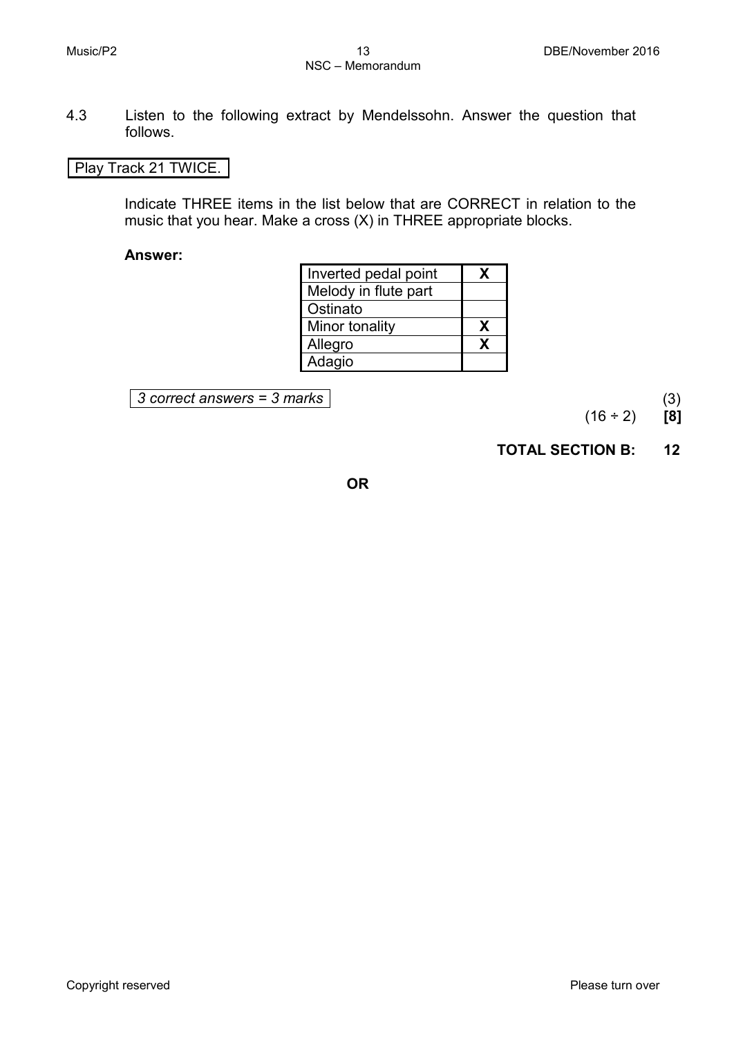4.3 Listen to the following extract by Mendelssohn. Answer the question that follows.

Play Track 21 TWICE.

Indicate THREE items in the list below that are CORRECT in relation to the music that you hear. Make a cross (X) in THREE appropriate blocks.

**Answer:**

| | |
|---|---|
| Inverted pedal point | **X** |
| Melody in flute part | |
| Ostinato | |
| Minor tonality | **X** |
| Allegro | **X** |
| Adagio | |

*3 correct answers = 3 marks*

(3)

(16 ÷ 2) **[8]**

**TOTAL SECTION B: 12**

**OR**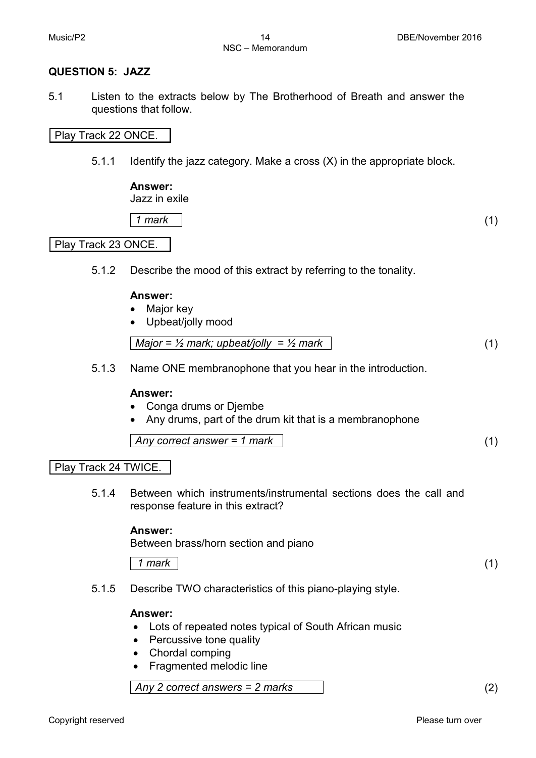## QUESTION 5: JAZZ

5.1 Listen to the extracts below by The Brotherhood of Breath and answer the questions that follow.

Play Track 22 ONCE.

5.1.1 Identify the jazz category. Make a cross (X) in the appropriate block.

**Answer:**
Jazz in exile

*1 mark* (1)

Play Track 23 ONCE.

5.1.2 Describe the mood of this extract by referring to the tonality.

**Answer:**

- Major key
- Upbeat/jolly mood

*Major = ½ mark; upbeat/jolly = ½ mark* (1)

5.1.3 Name ONE membranophone that you hear in the introduction.

**Answer:**

- Conga drums or Djembe
- Any drums, part of the drum kit that is a membranophone

*Any correct answer = 1 mark* (1)

Play Track 24 TWICE.

5.1.4 Between which instruments/instrumental sections does the call and response feature in this extract?

**Answer:**
Between brass/horn section and piano

*1 mark* (1)

5.1.5 Describe TWO characteristics of this piano-playing style.

**Answer:**

- Lots of repeated notes typical of South African music
- Percussive tone quality
- Chordal comping
- Fragmented melodic line

*Any 2 correct answers = 2 marks* (2)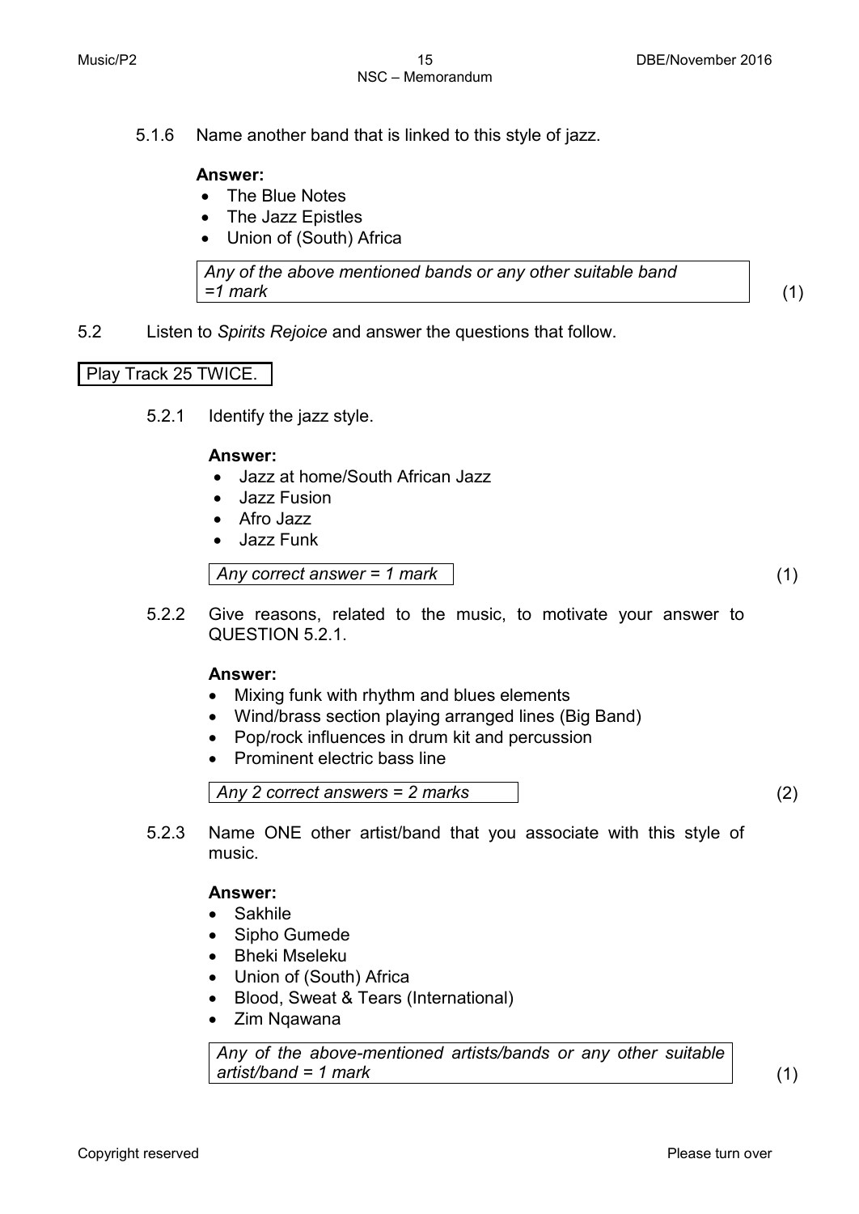5.1.6 Name another band that is linked to this style of jazz.

**Answer:**

- The Blue Notes
- The Jazz Epistles
- Union of (South) Africa

*Any of the above mentioned bands or any other suitable band =1 mark* (1)

5.2 Listen to *Spirits Rejoice* and answer the questions that follow.

Play Track 25 TWICE.

5.2.1 Identify the jazz style.

**Answer:**

- Jazz at home/South African Jazz
- Jazz Fusion
- Afro Jazz
- Jazz Funk

*Any correct answer = 1 mark* (1)

5.2.2 Give reasons, related to the music, to motivate your answer to QUESTION 5.2.1.

**Answer:**

- Mixing funk with rhythm and blues elements
- Wind/brass section playing arranged lines (Big Band)
- Pop/rock influences in drum kit and percussion
- Prominent electric bass line

*Any 2 correct answers = 2 marks* (2)

5.2.3 Name ONE other artist/band that you associate with this style of music.

**Answer:**

- Sakhile
- Sipho Gumede
- Bheki Mseleku
- Union of (South) Africa
- Blood, Sweat & Tears (International)
- Zim Nqawana

*Any of the above-mentioned artists/bands or any other suitable artist/band = 1 mark* (1)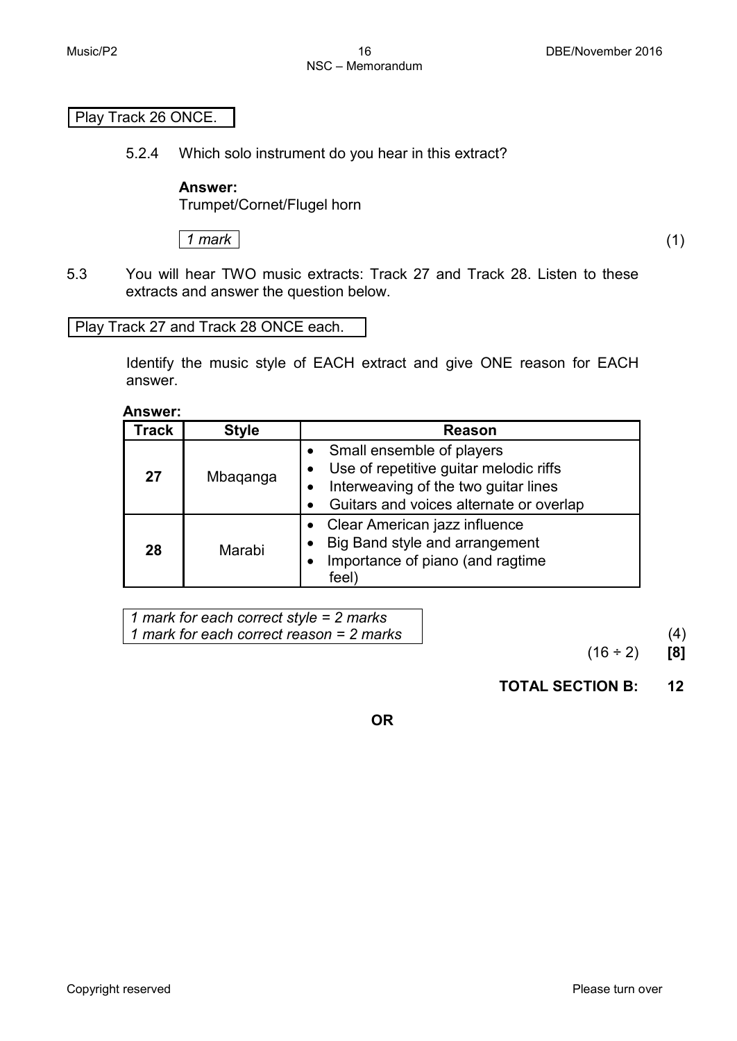Play Track 26 ONCE.

5.2.4 Which solo instrument do you hear in this extract?

**Answer:**
Trumpet/Cornet/Flugel horn

*1 mark* (1)

5.3 You will hear TWO music extracts: Track 27 and Track 28. Listen to these extracts and answer the question below.

Play Track 27 and Track 28 ONCE each.

Identify the music style of EACH extract and give ONE reason for EACH answer.

**Answer:**

| Track | Style | Reason |
|---|---|---|
| **27** | Mbaqanga | • Small ensemble of players<br>• Use of repetitive guitar melodic riffs<br>• Interweaving of the two guitar lines<br>• Guitars and voices alternate or overlap |
| **28** | Marabi | • Clear American jazz influence<br>• Big Band style and arrangement<br>• Importance of piano (and ragtime feel) |

*1 mark for each correct style = 2 marks*
*1 mark for each correct reason = 2 marks*

(4)

(16 ÷ 2) **[8]**

**TOTAL SECTION B: 12**

**OR**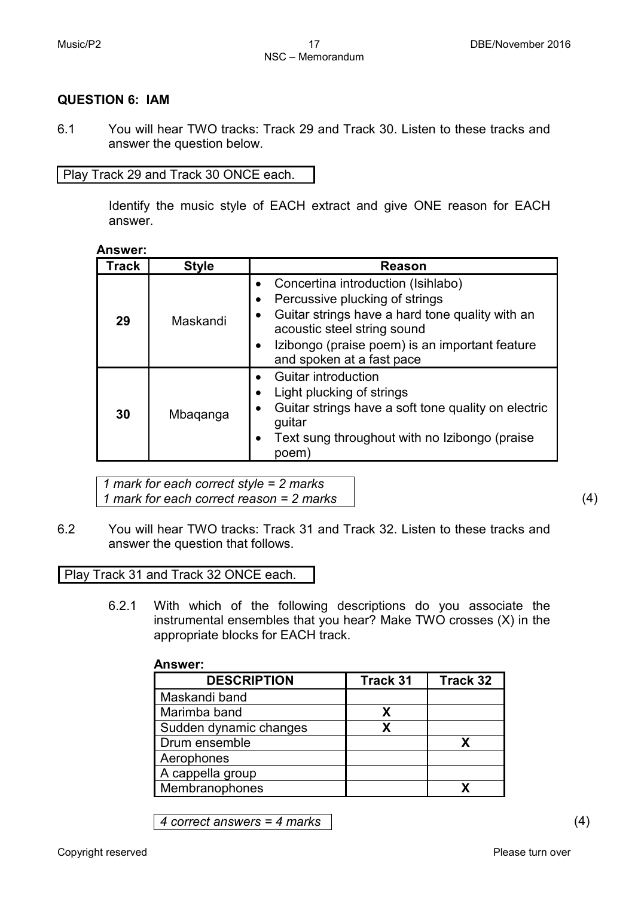## QUESTION 6: IAM

6.1 You will hear TWO tracks: Track 29 and Track 30. Listen to these tracks and answer the question below.

Play Track 29 and Track 30 ONCE each.

Identify the music style of EACH extract and give ONE reason for EACH answer.

**Answer:**

| Track | Style | Reason |
|---|---|---|
| **29** | Maskandi | • Concertina introduction (Isihlabo)<br>• Percussive plucking of strings<br>• Guitar strings have a hard tone quality with an acoustic steel string sound<br>• Izibongo (praise poem) is an important feature and spoken at a fast pace |
| **30** | Mbaqanga | • Guitar introduction<br>• Light plucking of strings<br>• Guitar strings have a soft tone quality on electric guitar<br>• Text sung throughout with no Izibongo (praise poem) |

*1 mark for each correct style = 2 marks*
*1 mark for each correct reason = 2 marks*

(4)

6.2 You will hear TWO tracks: Track 31 and Track 32. Listen to these tracks and answer the question that follows.

Play Track 31 and Track 32 ONCE each.

6.2.1 With which of the following descriptions do you associate the instrumental ensembles that you hear? Make TWO crosses (X) in the appropriate blocks for EACH track.

**Answer:**

| DESCRIPTION | Track 31 | Track 32 |
|---|---|---|
| Maskandi band | | |
| Marimba band | X | |
| Sudden dynamic changes | X | |
| Drum ensemble | | X |
| Aerophones | | |
| A cappella group | | |
| Membranophones | | X |

*4 correct answers = 4 marks*

(4)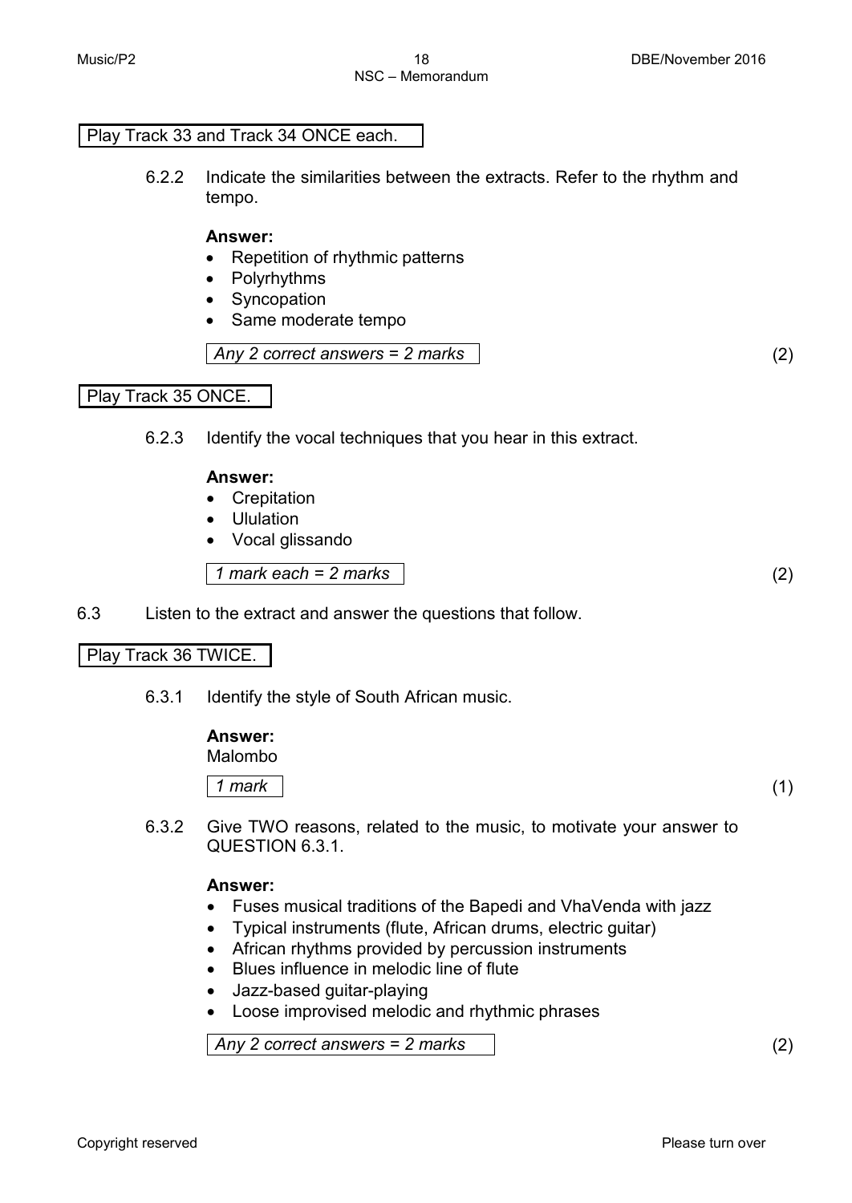Play Track 33 and Track 34 ONCE each.

6.2.2 Indicate the similarities between the extracts. Refer to the rhythm and tempo.

**Answer:**

- Repetition of rhythmic patterns
- Polyrhythms
- Syncopation
- Same moderate tempo

*Any 2 correct answers = 2 marks* (2)

Play Track 35 ONCE.

6.2.3 Identify the vocal techniques that you hear in this extract.

**Answer:**

- Crepitation
- Ululation
- Vocal glissando

*1 mark each = 2 marks* (2)

6.3 Listen to the extract and answer the questions that follow.

Play Track 36 TWICE.

6.3.1 Identify the style of South African music.

**Answer:**
Malombo

*1 mark* (1)

6.3.2 Give TWO reasons, related to the music, to motivate your answer to QUESTION 6.3.1.

**Answer:**

- Fuses musical traditions of the Bapedi and VhaVenda with jazz
- Typical instruments (flute, African drums, electric guitar)
- African rhythms provided by percussion instruments
- Blues influence in melodic line of flute
- Jazz-based guitar-playing
- Loose improvised melodic and rhythmic phrases

*Any 2 correct answers = 2 marks* (2)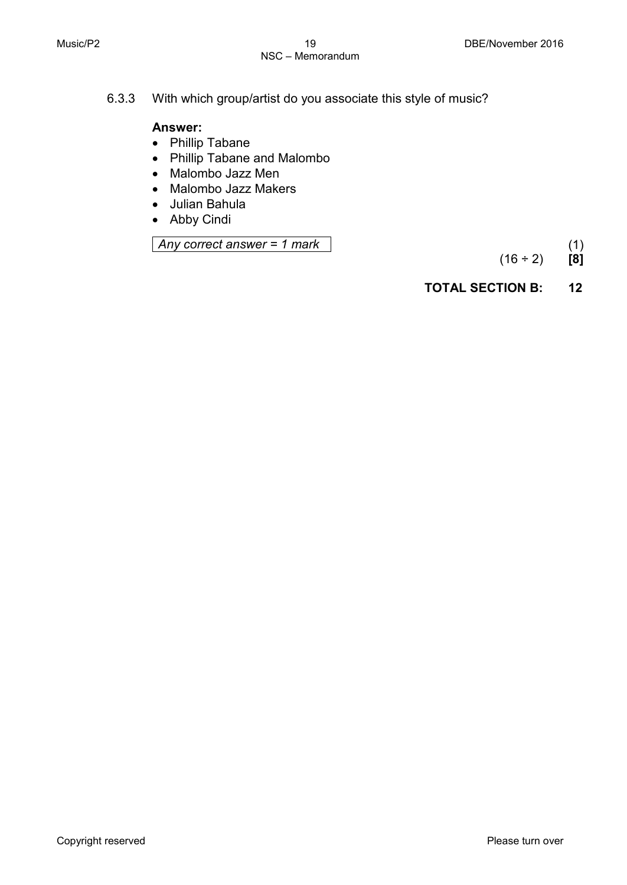6.3.3 With which group/artist do you associate this style of music?

**Answer:**

- Phillip Tabane
- Phillip Tabane and Malombo
- Malombo Jazz Men
- Malombo Jazz Makers
- Julian Bahula
- Abby Cindi

*Any correct answer = 1 mark*

(1)

(16 ÷ 2) **[8]**

**TOTAL SECTION B: 12**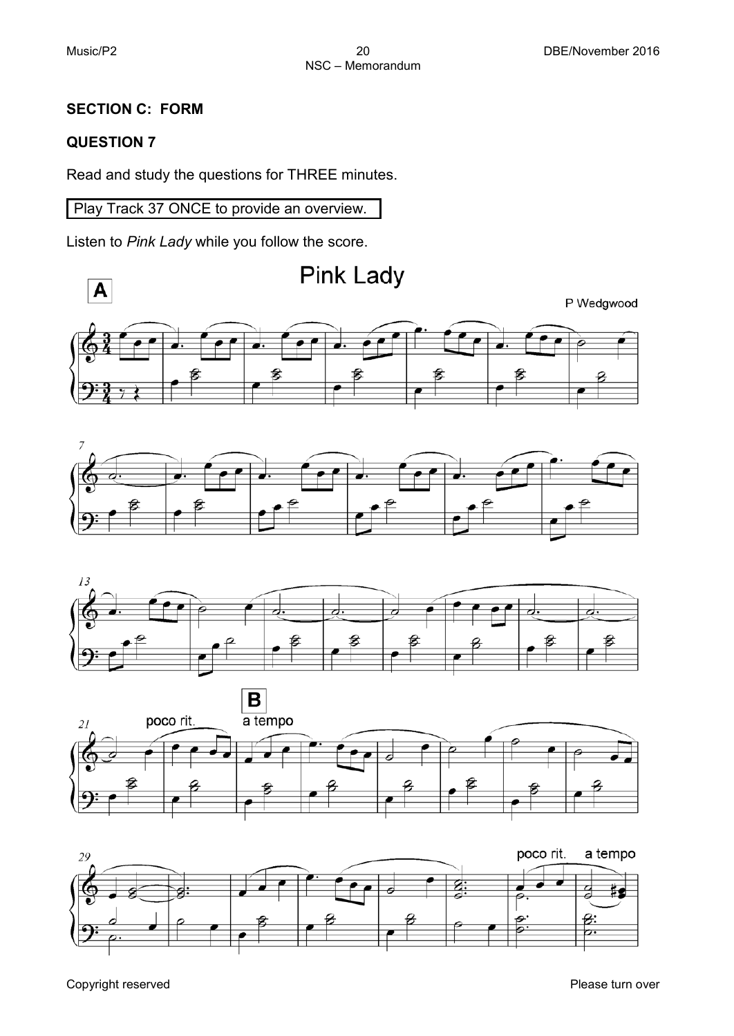## SECTION C: FORM

## QUESTION 7

Read and study the questions for THREE minutes.

Play Track 37 ONCE to provide an overview.

Listen to *Pink Lady* while you follow the score.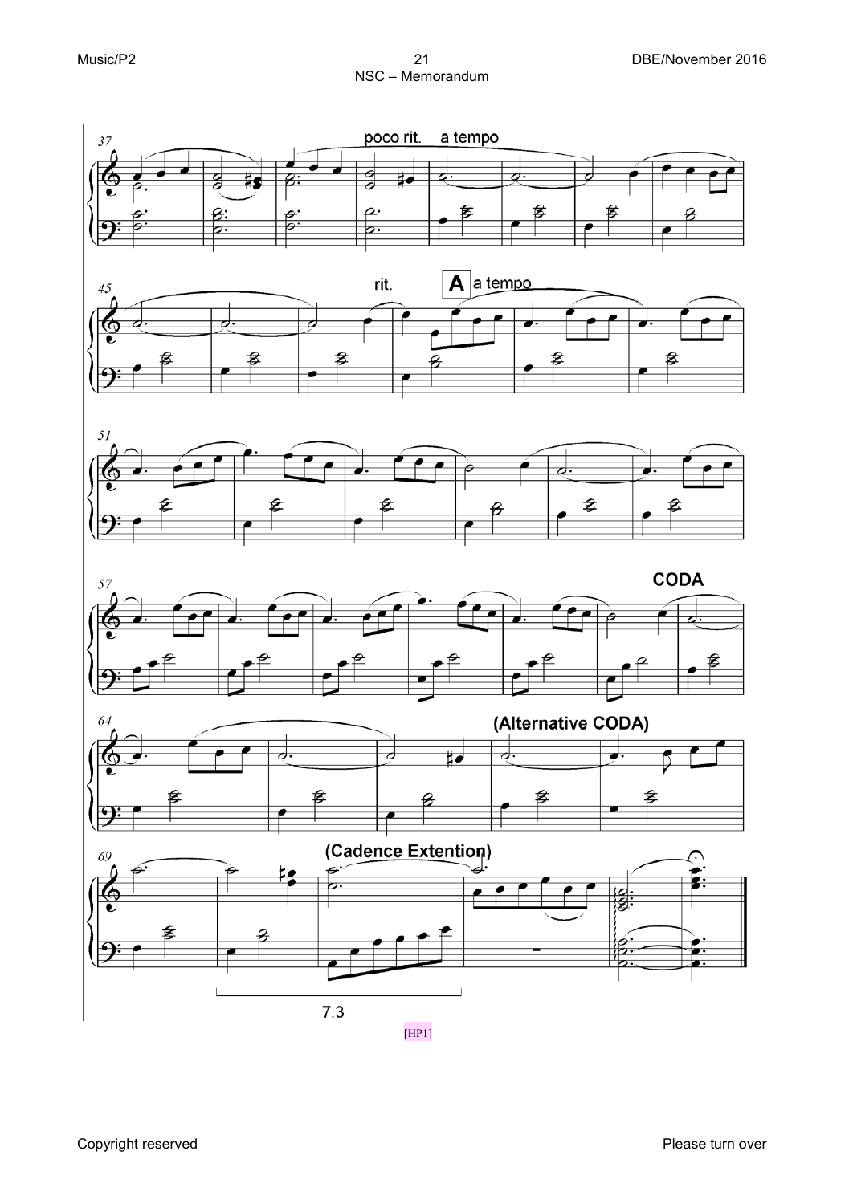poco rit. a tempo

rit. **A** a tempo

**CODA**

**(Alternative CODA)**

**(Cadence Extention)**

7.3

[HP1]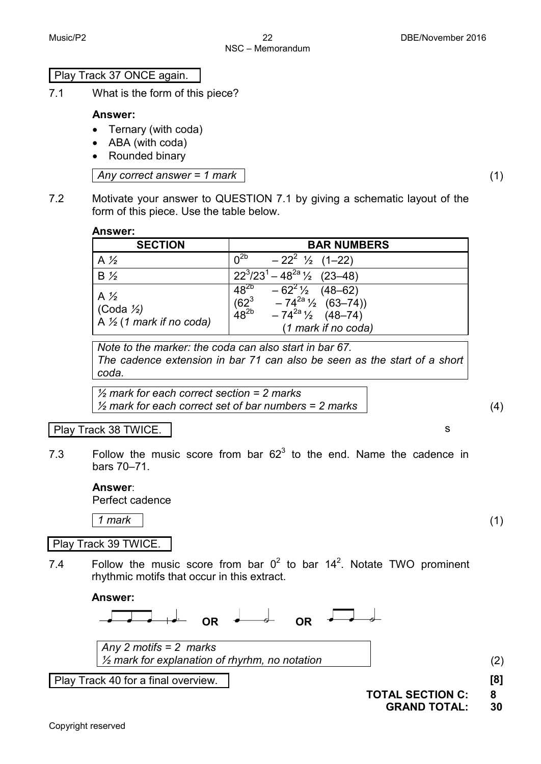Play Track 37 ONCE again.

7.1 What is the form of this piece?

**Answer:**

- Ternary (with coda)
- ABA (with coda)
- Rounded binary

*Any correct answer = 1 mark* (1)

7.2 Motivate your answer to QUESTION 7.1 by giving a schematic layout of the form of this piece. Use the table below.

**Answer:**

| SECTION | BAR NUMBERS |
| --- | --- |
| A ½ | $0^{2b}$ – $22^{2}$ ½ (1–22) |
| B ½ | $22^{3}/23^{1}$ – $48^{2a}$ ½ (23–48) |
| A ½<br>(Coda ½)<br>A ½ (1 mark if no coda) | $48^{2b}$ – $62^{2}$ ½ (48–62)<br>($62^{3}$ – $74^{2a}$ ½ (63–74))<br>$48^{2b}$ – $74^{2a}$ ½ (48–74)<br>(1 mark if no coda) |

*Note to the marker: the coda can also start in bar 67.*
*The cadence extension in bar 71 can also be seen as the start of a short coda.*

*½ mark for each correct section = 2 marks*
*½ mark for each correct set of bar numbers = 2 marks* (4)

Play Track 38 TWICE.

7.3 Follow the music score from bar $62^{3}$ to the end. Name the cadence in bars 70–71.

**Answer**:
Perfect cadence

*1 mark* (1)

Play Track 39 TWICE.

7.4 Follow the music score from bar $0^{2}$ to bar $14^{2}$. Notate TWO prominent rhythmic motifs that occur in this extract.

**Answer:**

♪♪♪ | ♩. **OR** ♩ 𝅗𝅥 **OR** ♪♪ 𝅗𝅥

*Any 2 motifs = 2 marks*
*½ mark for explanation of rhyrhm, no notation* (2)

Play Track 40 for a final overview. **[8]**

**TOTAL SECTION C: 8**
**GRAND TOTAL: 30**